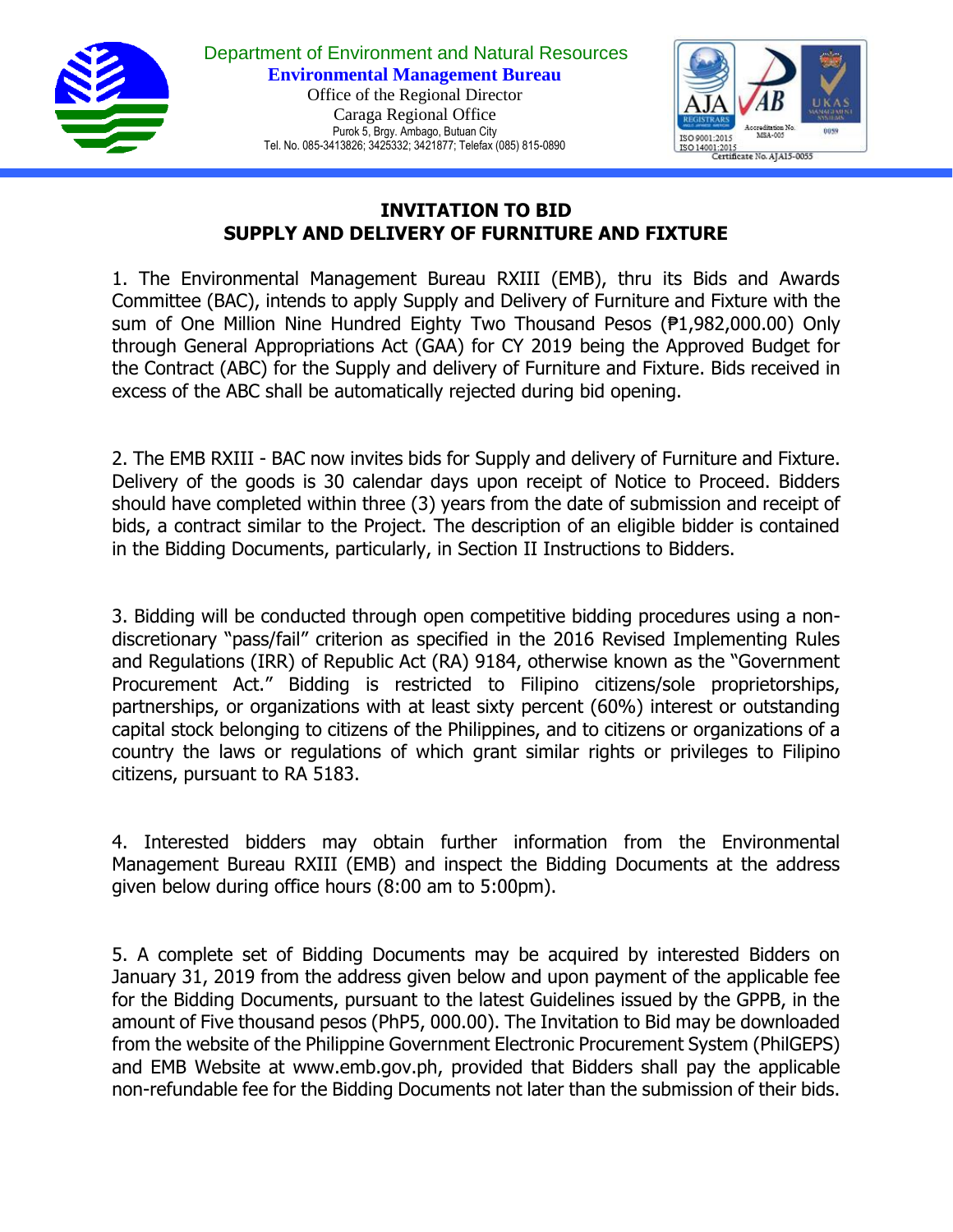Department of Environment and Natural Resources
**Environmental Management Bureau**
Office of the Regional Director
Caraga Regional Office
Purok 5, Brgy. Ambago, Butuan City
Tel. No. 085-3413826; 3425332; 3421877; Telefax (085) 815-0890

# INVITATION TO BID
## SUPPLY AND DELIVERY OF FURNITURE AND FIXTURE

1. The Environmental Management Bureau RXIII (EMB), thru its Bids and Awards Committee (BAC), intends to apply Supply and Delivery of Furniture and Fixture with the sum of One Million Nine Hundred Eighty Two Thousand Pesos (₱1,982,000.00) Only through General Appropriations Act (GAA) for CY 2019 being the Approved Budget for the Contract (ABC) for the Supply and delivery of Furniture and Fixture. Bids received in excess of the ABC shall be automatically rejected during bid opening.

2. The EMB RXIII - BAC now invites bids for Supply and delivery of Furniture and Fixture. Delivery of the goods is 30 calendar days upon receipt of Notice to Proceed. Bidders should have completed within three (3) years from the date of submission and receipt of bids, a contract similar to the Project. The description of an eligible bidder is contained in the Bidding Documents, particularly, in Section II Instructions to Bidders.

3. Bidding will be conducted through open competitive bidding procedures using a non-discretionary "pass/fail" criterion as specified in the 2016 Revised Implementing Rules and Regulations (IRR) of Republic Act (RA) 9184, otherwise known as the "Government Procurement Act." Bidding is restricted to Filipino citizens/sole proprietorships, partnerships, or organizations with at least sixty percent (60%) interest or outstanding capital stock belonging to citizens of the Philippines, and to citizens or organizations of a country the laws or regulations of which grant similar rights or privileges to Filipino citizens, pursuant to RA 5183.

4. Interested bidders may obtain further information from the Environmental Management Bureau RXIII (EMB) and inspect the Bidding Documents at the address given below during office hours (8:00 am to 5:00pm).

5. A complete set of Bidding Documents may be acquired by interested Bidders on January 31, 2019 from the address given below and upon payment of the applicable fee for the Bidding Documents, pursuant to the latest Guidelines issued by the GPPB, in the amount of Five thousand pesos (PhP5, 000.00). The Invitation to Bid may be downloaded from the website of the Philippine Government Electronic Procurement System (PhilGEPS) and EMB Website at www.emb.gov.ph, provided that Bidders shall pay the applicable non-refundable fee for the Bidding Documents not later than the submission of their bids.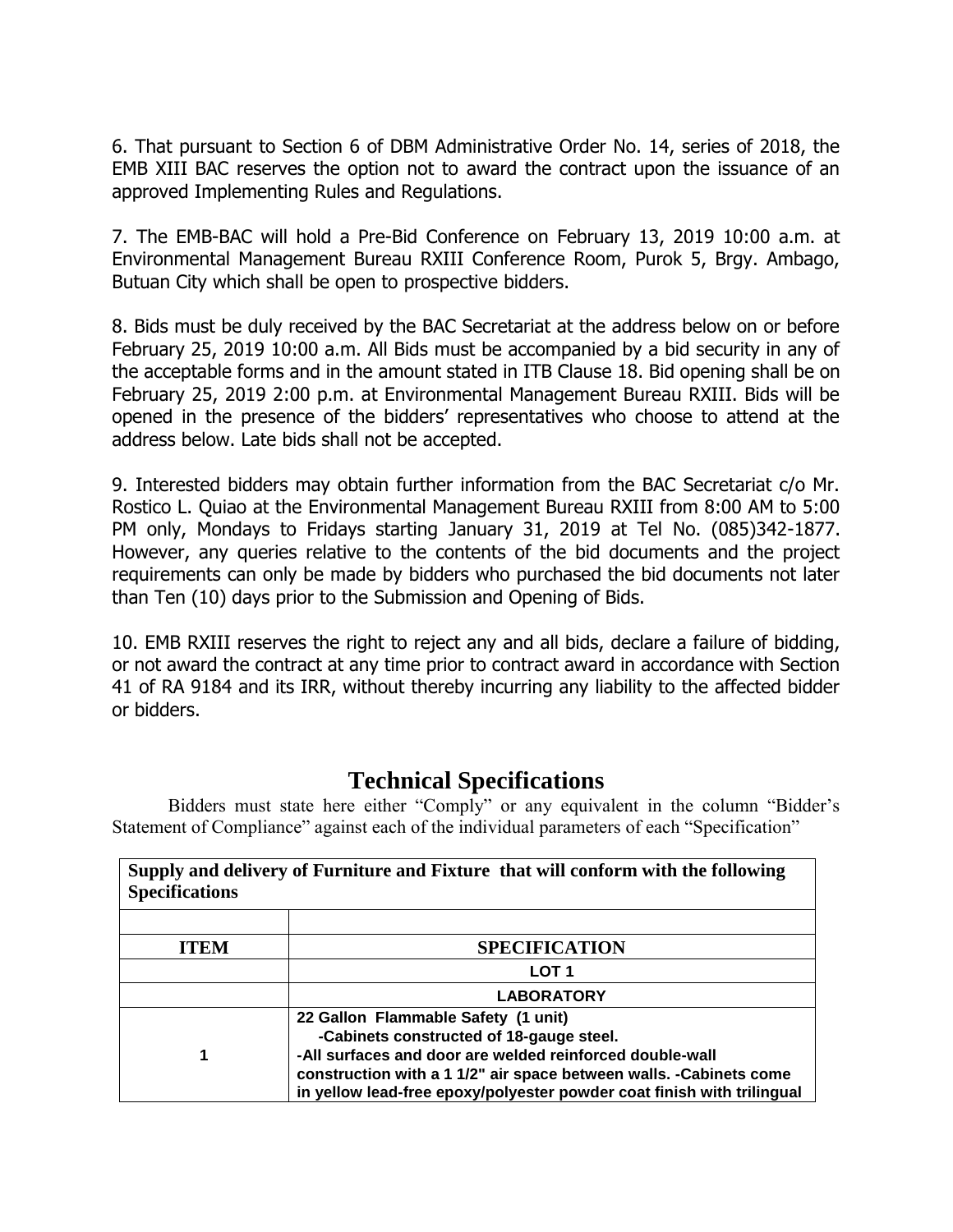6. That pursuant to Section 6 of DBM Administrative Order No. 14, series of 2018, the EMB XIII BAC reserves the option not to award the contract upon the issuance of an approved Implementing Rules and Regulations.

7. The EMB-BAC will hold a Pre-Bid Conference on February 13, 2019 10:00 a.m. at Environmental Management Bureau RXIII Conference Room, Purok 5, Brgy. Ambago, Butuan City which shall be open to prospective bidders.

8. Bids must be duly received by the BAC Secretariat at the address below on or before February 25, 2019 10:00 a.m. All Bids must be accompanied by a bid security in any of the acceptable forms and in the amount stated in ITB Clause 18. Bid opening shall be on February 25, 2019 2:00 p.m. at Environmental Management Bureau RXIII. Bids will be opened in the presence of the bidders' representatives who choose to attend at the address below. Late bids shall not be accepted.

9. Interested bidders may obtain further information from the BAC Secretariat c/o Mr. Rostico L. Quiao at the Environmental Management Bureau RXIII from 8:00 AM to 5:00 PM only, Mondays to Fridays starting January 31, 2019 at Tel No. (085)342-1877. However, any queries relative to the contents of the bid documents and the project requirements can only be made by bidders who purchased the bid documents not later than Ten (10) days prior to the Submission and Opening of Bids.

10. EMB RXIII reserves the right to reject any and all bids, declare a failure of bidding, or not award the contract at any time prior to contract award in accordance with Section 41 of RA 9184 and its IRR, without thereby incurring any liability to the affected bidder or bidders.

# Technical Specifications

Bidders must state here either "Comply" or any equivalent in the column "Bidder's Statement of Compliance" against each of the individual parameters of each "Specification"

| **Supply and delivery of Furniture and Fixture that will conform with the following Specifications** | |
|---|---|
| | |
| **ITEM** | **SPECIFICATION** |
| | **LOT 1** |
| | **LABORATORY** |
| **1** | **22 Gallon Flammable Safety (1 unit)**<br>**-Cabinets constructed of 18-gauge steel.**<br>**-All surfaces and door are welded reinforced double-wall construction with a 1 1/2" air space between walls. -Cabinets come in yellow lead-free epoxy/polyester powder coat finish with trilingual** |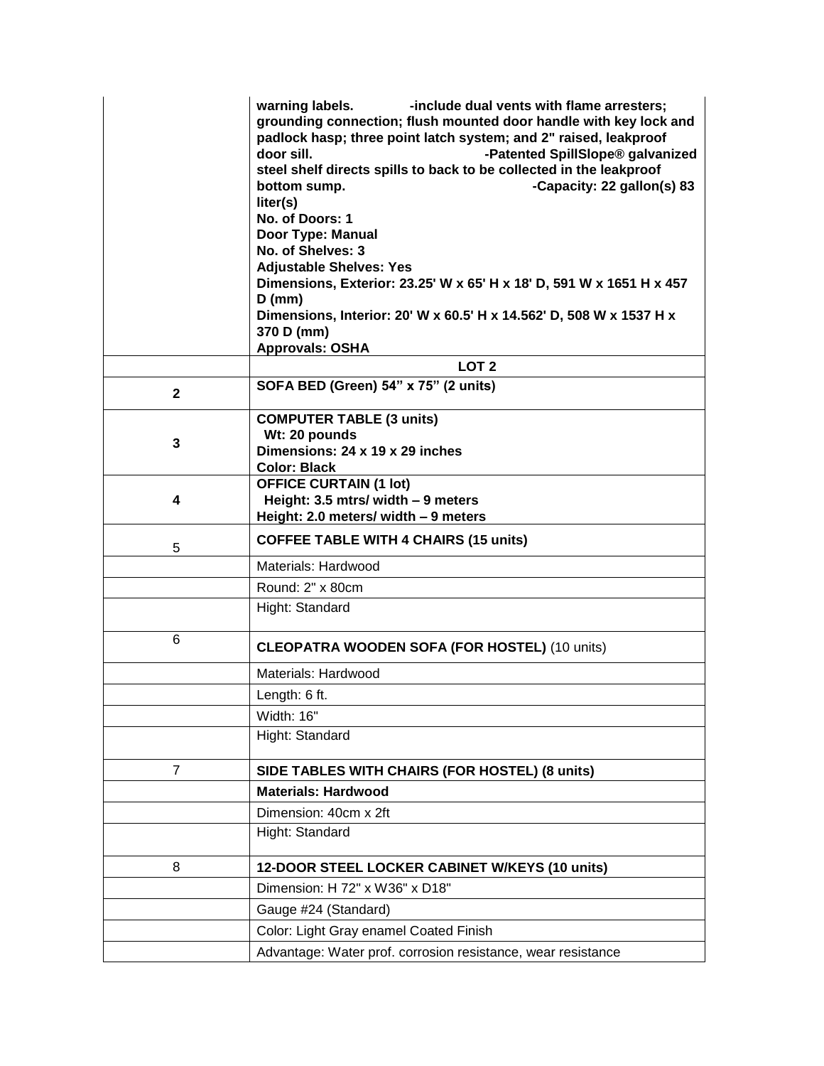| | |
|---|---|
| | **warning labels. -include dual vents with flame arresters; grounding connection; flush mounted door handle with key lock and padlock hasp; three point latch system; and 2" raised, leakproof door sill. -Patented SpillSlope® galvanized steel shelf directs spills to back to be collected in the leakproof bottom sump. -Capacity: 22 gallon(s) 83 liter(s)**<br>**No. of Doors: 1**<br>**Door Type: Manual**<br>**No. of Shelves: 3**<br>**Adjustable Shelves: Yes**<br>**Dimensions, Exterior: 23.25' W x 65' H x 18' D, 591 W x 1651 H x 457 D (mm)**<br>**Dimensions, Interior: 20' W x 60.5' H x 14.562' D, 508 W x 1537 H x 370 D (mm)**<br>**Approvals: OSHA** |
| | **LOT 2** |
| **2** | **SOFA BED (Green) 54" x 75" (2 units)** |
| **3** | **COMPUTER TABLE (3 units)**<br>**Wt: 20 pounds**<br>**Dimensions: 24 x 19 x 29 inches**<br>**Color: Black** |
| **4** | **OFFICE CURTAIN (1 lot)**<br>**Height: 3.5 mtrs/ width – 9 meters**<br>**Height: 2.0 meters/ width – 9 meters** |
| 5 | **COFFEE TABLE WITH 4 CHAIRS (15 units)** |
| | Materials: Hardwood |
| | Round: 2" x 80cm |
| | Hight: Standard |
| 6 | **CLEOPATRA WOODEN SOFA (FOR HOSTEL)** (10 units) |
| | Materials: Hardwood |
| | Length: 6 ft. |
| | Width: 16" |
| | Hight: Standard |
| 7 | **SIDE TABLES WITH CHAIRS (FOR HOSTEL) (8 units)** |
| | **Materials: Hardwood** |
| | Dimension: 40cm x 2ft |
| | Hight: Standard |
| 8 | **12-DOOR STEEL LOCKER CABINET W/KEYS (10 units)** |
| | Dimension: H 72" x W36" x D18" |
| | Gauge #24 (Standard) |
| | Color: Light Gray enamel Coated Finish |
| | Advantage: Water prof. corrosion resistance, wear resistance |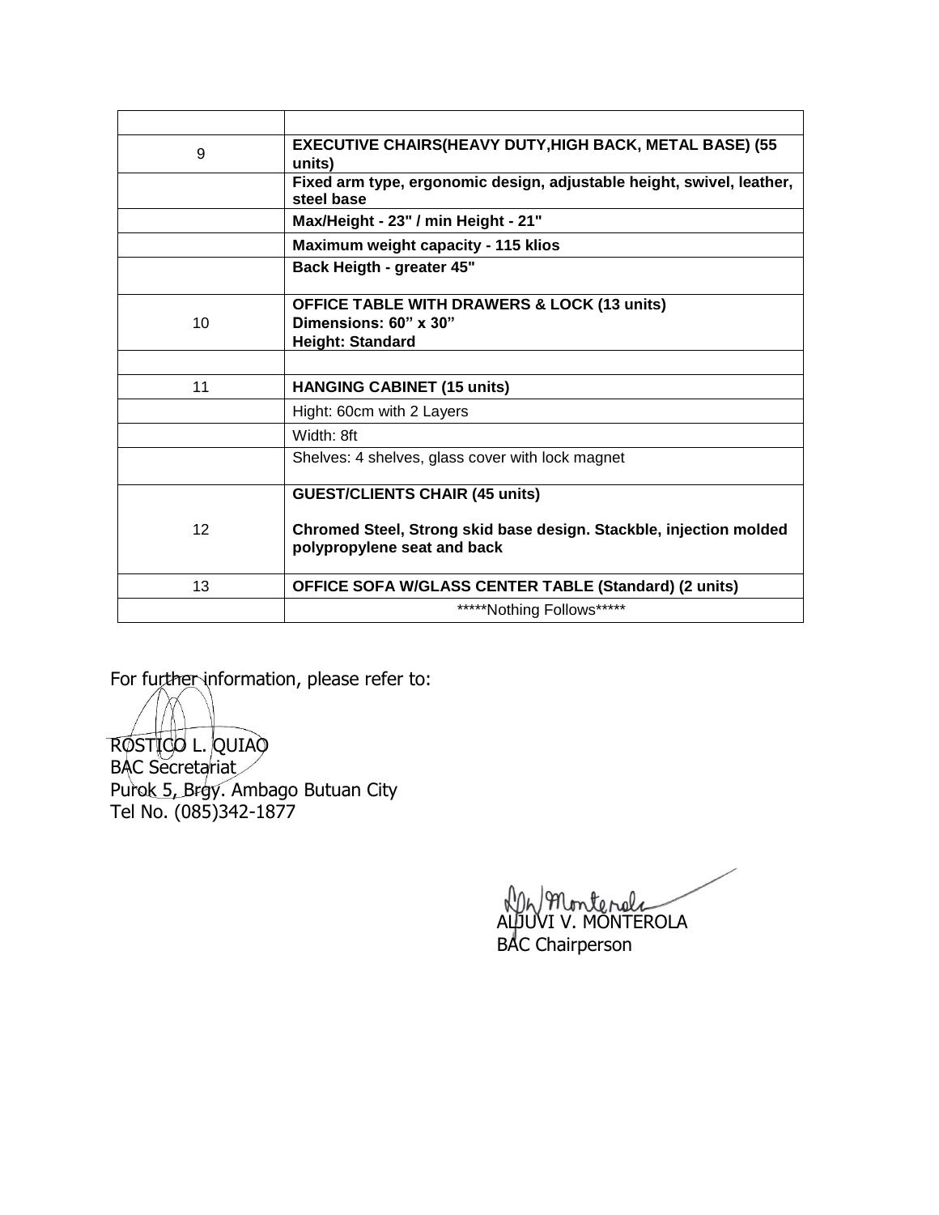| | |
|---|---|
| | |
| 9 | **EXECUTIVE CHAIRS(HEAVY DUTY,HIGH BACK, METAL BASE) (55 units)** |
| | **Fixed arm type, ergonomic design, adjustable height, swivel, leather, steel base** |
| | **Max/Height - 23" / min Height - 21"** |
| | **Maximum weight capacity - 115 klios** |
| | **Back Heigth - greater 45"** |
| 10 | **OFFICE TABLE WITH DRAWERS & LOCK (13 units)**<br>**Dimensions: 60" x 30"**<br>**Height: Standard** |
| | |
| 11 | **HANGING CABINET (15 units)** |
| | Hight: 60cm with 2 Layers |
| | Width: 8ft |
| | Shelves: 4 shelves, glass cover with lock magnet |
| 12 | **GUEST/CLIENTS CHAIR (45 units)**<br>**Chromed Steel, Strong skid base design. Stackble, injection molded polypropylene seat and back** |
| 13 | **OFFICE SOFA W/GLASS CENTER TABLE (Standard) (2 units)** |
| | *****Nothing Follows***** |

For further information, please refer to:

ROSTICO L. QUIAO
BAC Secretariat
Purok 5, Brgy. Ambago Butuan City
Tel No. (085)342-1877

ALJUVI V. MONTEROLA
BAC Chairperson